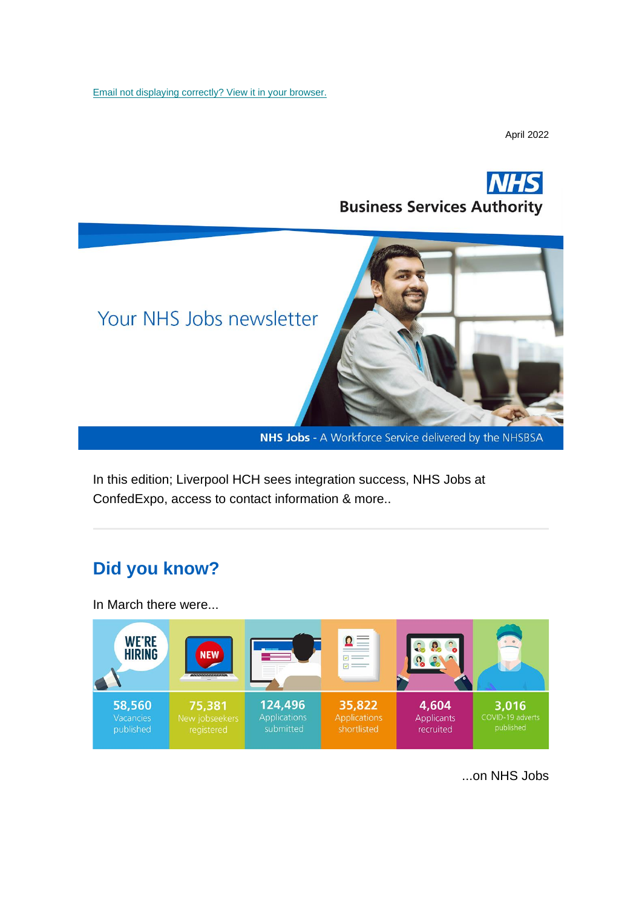Email not displaying correctly? View it in your browser.

April 2022

NHS Business Services Authority

Your NHS Jobs newsletter

**NHS Jobs** - A Workforce Service delivered by the NHSBSA

In this edition; Liverpool HCH sees integration success, NHS Jobs at ConfedExpo, access to contact information & more..

---

## Did you know?

In March there were...

| 58,560 | 75,381 | 124,496 | 35,822 | 4,604 | 3,016 |
|---|---|---|---|---|---|
| Vacancies published | New jobseekers registered | Applications submitted | Applications shortlisted | Applicants recruited | COVID-19 adverts published |

...on NHS Jobs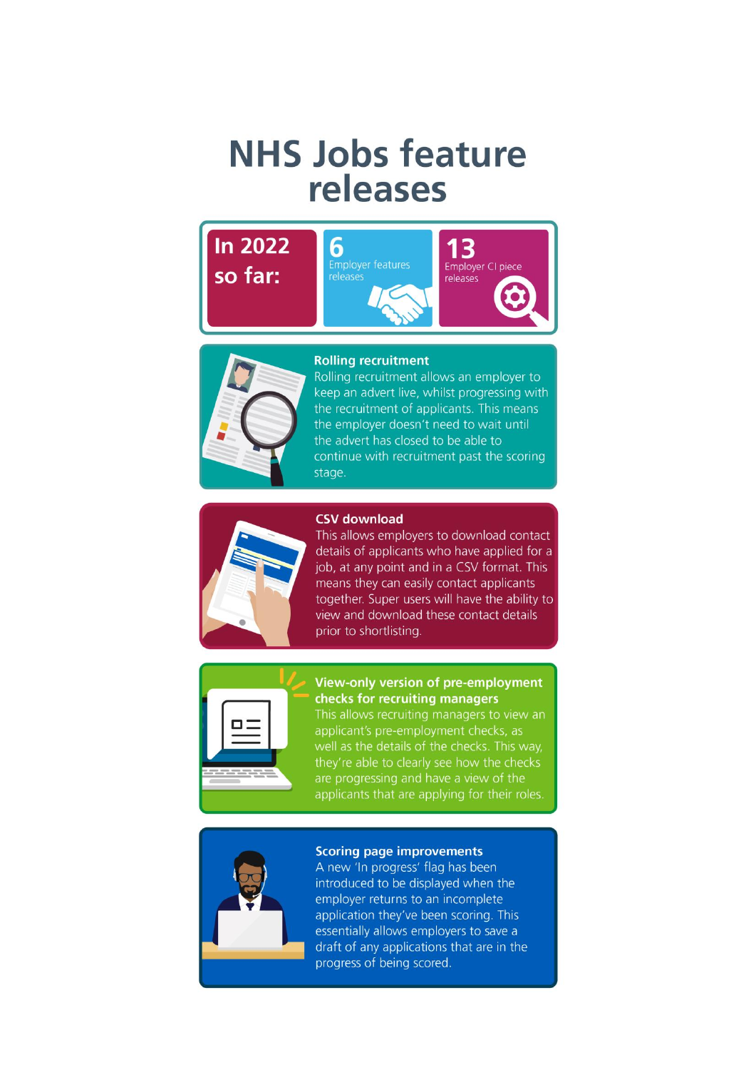# NHS Jobs feature releases

**In 2022 so far:**

- **6** Employer features releases
- **13** Employer CI piece releases

### Rolling recruitment

Rolling recruitment allows an employer to keep an advert live, whilst progressing with the recruitment of applicants. This means the employer doesn't need to wait until the advert has closed to be able to continue with recruitment past the scoring stage.

### CSV download

This allows employers to download contact details of applicants who have applied for a job, at any point and in a CSV format. This means they can easily contact applicants together. Super users will have the ability to view and download these contact details prior to shortlisting.

### View-only version of pre-employment checks for recruiting managers

This allows recruiting managers to view an applicant's pre-employment checks, as well as the details of the checks. This way, they're able to clearly see how the checks are progressing and have a view of the applicants that are applying for their roles.

### Scoring page improvements

A new 'In progress' flag has been introduced to be displayed when the employer returns to an incomplete application they've been scoring. This essentially allows employers to save a draft of any applications that are in the progress of being scored.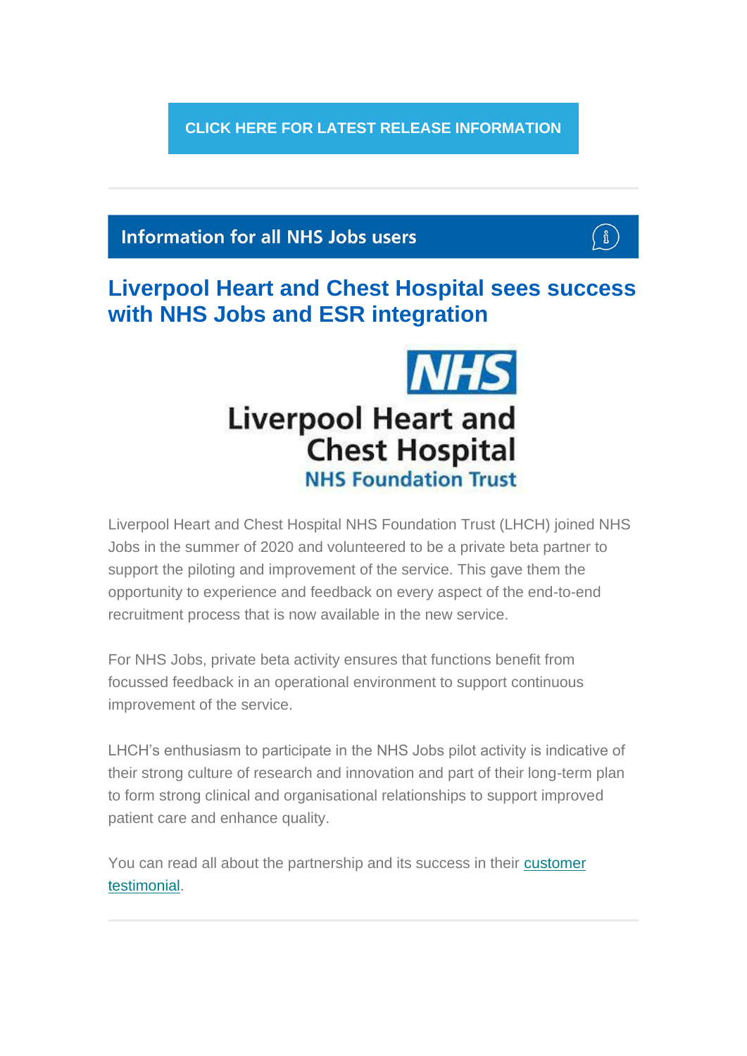CLICK HERE FOR LATEST RELEASE INFORMATION

## Information for all NHS Jobs users

### Liverpool Heart and Chest Hospital sees success with NHS Jobs and ESR integration

NHS
Liverpool Heart and Chest Hospital
NHS Foundation Trust

Liverpool Heart and Chest Hospital NHS Foundation Trust (LHCH) joined NHS Jobs in the summer of 2020 and volunteered to be a private beta partner to support the piloting and improvement of the service. This gave them the opportunity to experience and feedback on every aspect of the end-to-end recruitment process that is now available in the new service.

For NHS Jobs, private beta activity ensures that functions benefit from focussed feedback in an operational environment to support continuous improvement of the service.

LHCH's enthusiasm to participate in the NHS Jobs pilot activity is indicative of their strong culture of research and innovation and part of their long-term plan to form strong clinical and organisational relationships to support improved patient care and enhance quality.

You can read all about the partnership and its success in their customer testimonial.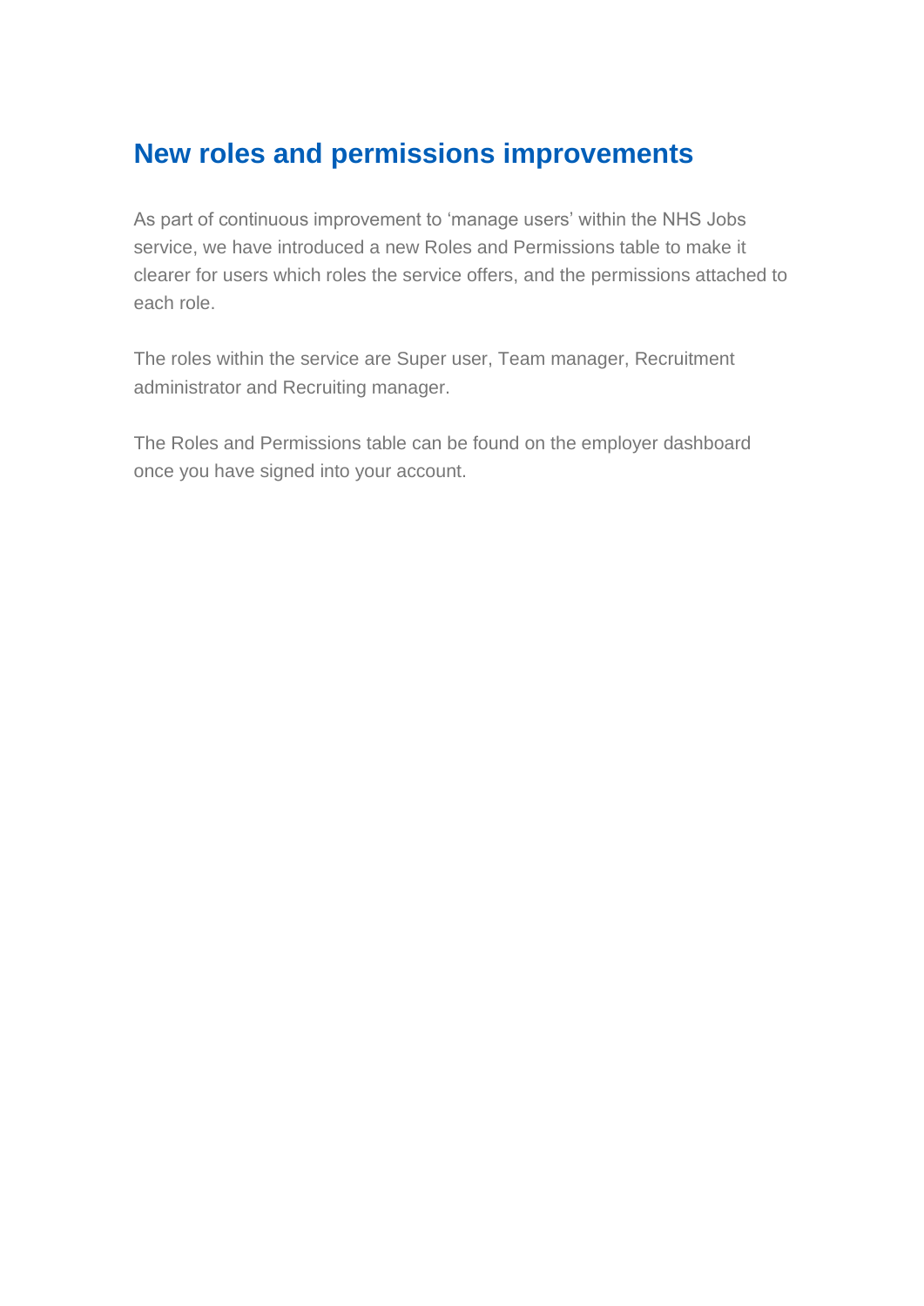## New roles and permissions improvements

As part of continuous improvement to 'manage users' within the NHS Jobs service, we have introduced a new Roles and Permissions table to make it clearer for users which roles the service offers, and the permissions attached to each role.

The roles within the service are Super user, Team manager, Recruitment administrator and Recruiting manager.

The Roles and Permissions table can be found on the employer dashboard once you have signed into your account.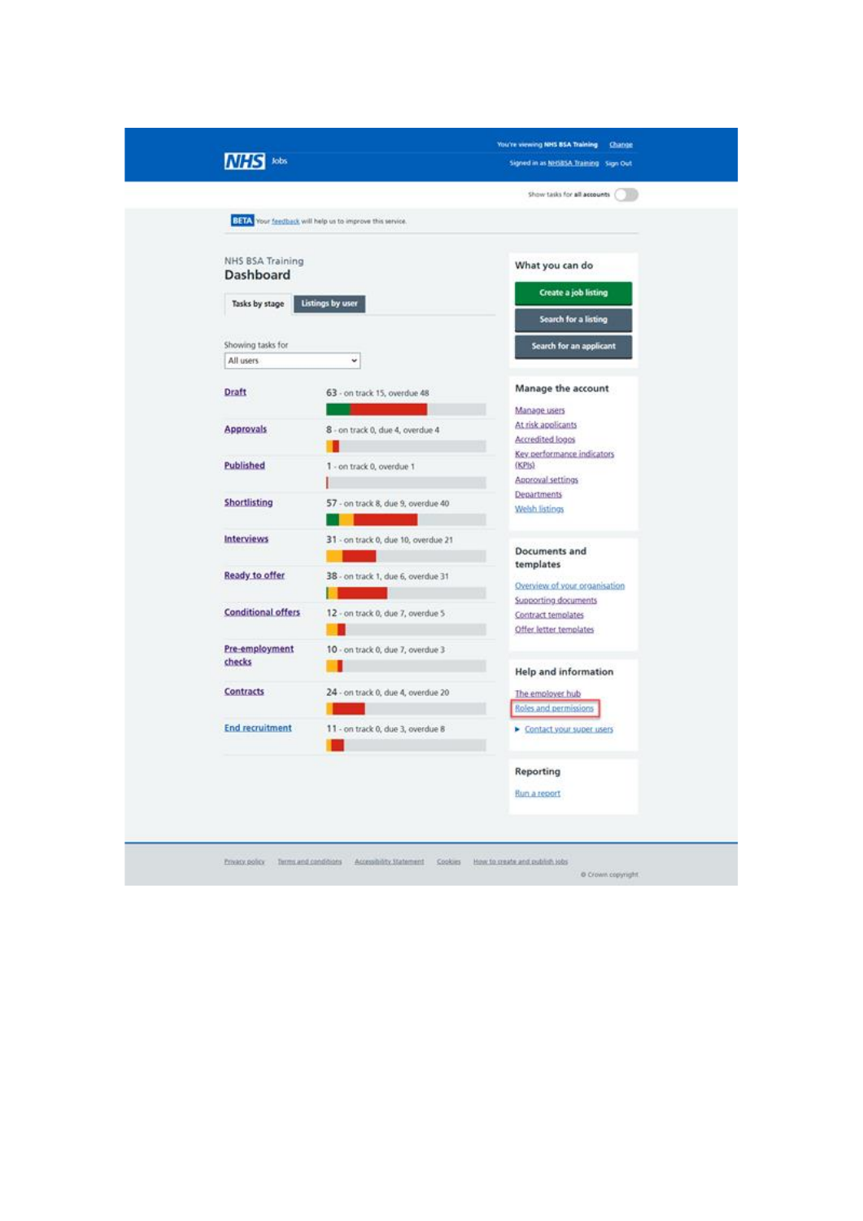You're viewing NHS BSA Training Change

Signed in as NHSBSA Training Sign Out

NHS Jobs

Show tasks for all accounts

BETA Your feedback will help us to improve this service.

NHS BSA Training

# Dashboard

Tasks by stage | Listings by user

Showing tasks for

All users

| Stage | Tasks |
|---|---|
| Draft | 63 - on track 15, overdue 48 |
| Approvals | 8 - on track 0, due 4, overdue 4 |
| Published | 1 - on track 0, overdue 1 |
| Shortlisting | 57 - on track 8, due 9, overdue 40 |
| Interviews | 31 - on track 0, due 10, overdue 21 |
| Ready to offer | 38 - on track 1, due 6, overdue 31 |
| Conditional offers | 12 - on track 0, due 7, overdue 5 |
| Pre-employment checks | 10 - on track 0, due 7, overdue 3 |
| Contracts | 24 - on track 0, due 4, overdue 20 |
| End recruitment | 11 - on track 0, due 3, overdue 8 |

## What you can do

- Create a job listing
- Search for a listing
- Search for an applicant

## Manage the account

- Manage users
- At risk applicants
- Accredited logos
- Key performance indicators (KPIs)
- Approval settings
- Departments
- Welsh listings

## Documents and templates

- Overview of your organisation
- Supporting documents
- Contract templates
- Offer letter templates

## Help and information

- The employer hub
- Roles and permissions
- Contact your super users

## Reporting

- Run a report

Privacy policy | Terms and conditions | Accessibility Statement | Cookies | How to create and publish jobs

© Crown copyright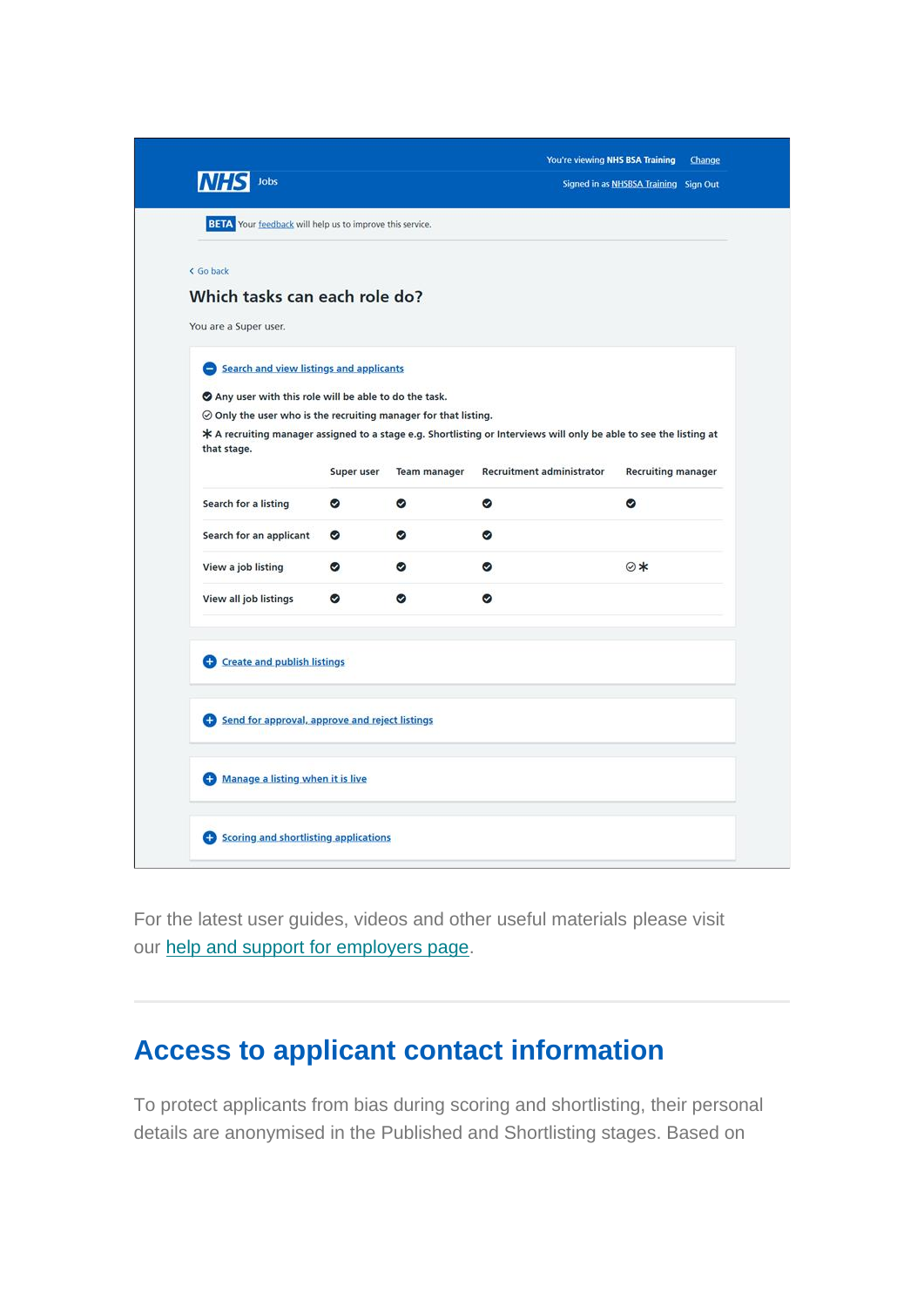You're viewing NHS BSA Training Change

Signed in as NHSBSA Training Sign Out

NHS Jobs

BETA Your feedback will help us to improve this service.

‹ Go back

### Which tasks can each role do?

You are a Super user.

Search and view listings and applicants

✔ Any user with this role will be able to do the task.

✓ Only the user who is the recruiting manager for that listing.

✱ A recruiting manager assigned to a stage e.g. Shortlisting or Interviews will only be able to see the listing at that stage.

| | Super user | Team manager | Recruitment administrator | Recruiting manager |
|---|---|---|---|---|
| Search for a listing | ✔ | ✔ | ✔ | ✔ |
| Search for an applicant | ✔ | ✔ | ✔ | |
| View a job listing | ✔ | ✔ | ✔ | ✓✱ |
| View all job listings | ✔ | ✔ | ✔ | |

Create and publish listings

Send for approval, approve and reject listings

Manage a listing when it is live

Scoring and shortlisting applications

For the latest user guides, videos and other useful materials please visit our [help and support for employers page](help and support for employers page).

## Access to applicant contact information

To protect applicants from bias during scoring and shortlisting, their personal details are anonymised in the Published and Shortlisting stages. Based on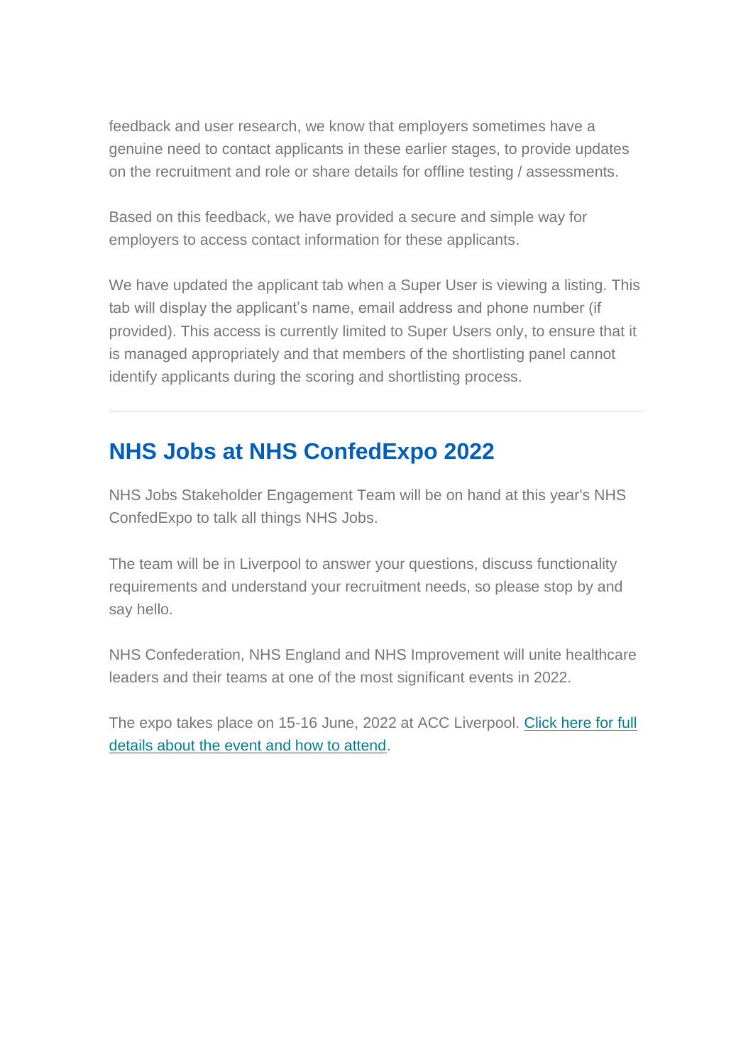feedback and user research, we know that employers sometimes have a genuine need to contact applicants in these earlier stages, to provide updates on the recruitment and role or share details for offline testing / assessments.

Based on this feedback, we have provided a secure and simple way for employers to access contact information for these applicants.

We have updated the applicant tab when a Super User is viewing a listing. This tab will display the applicant's name, email address and phone number (if provided). This access is currently limited to Super Users only, to ensure that it is managed appropriately and that members of the shortlisting panel cannot identify applicants during the scoring and shortlisting process.

---

## NHS Jobs at NHS ConfedExpo 2022

NHS Jobs Stakeholder Engagement Team will be on hand at this year's NHS ConfedExpo to talk all things NHS Jobs.

The team will be in Liverpool to answer your questions, discuss functionality requirements and understand your recruitment needs, so please stop by and say hello.

NHS Confederation, NHS England and NHS Improvement will unite healthcare leaders and their teams at one of the most significant events in 2022.

The expo takes place on 15-16 June, 2022 at ACC Liverpool. Click here for full details about the event and how to attend.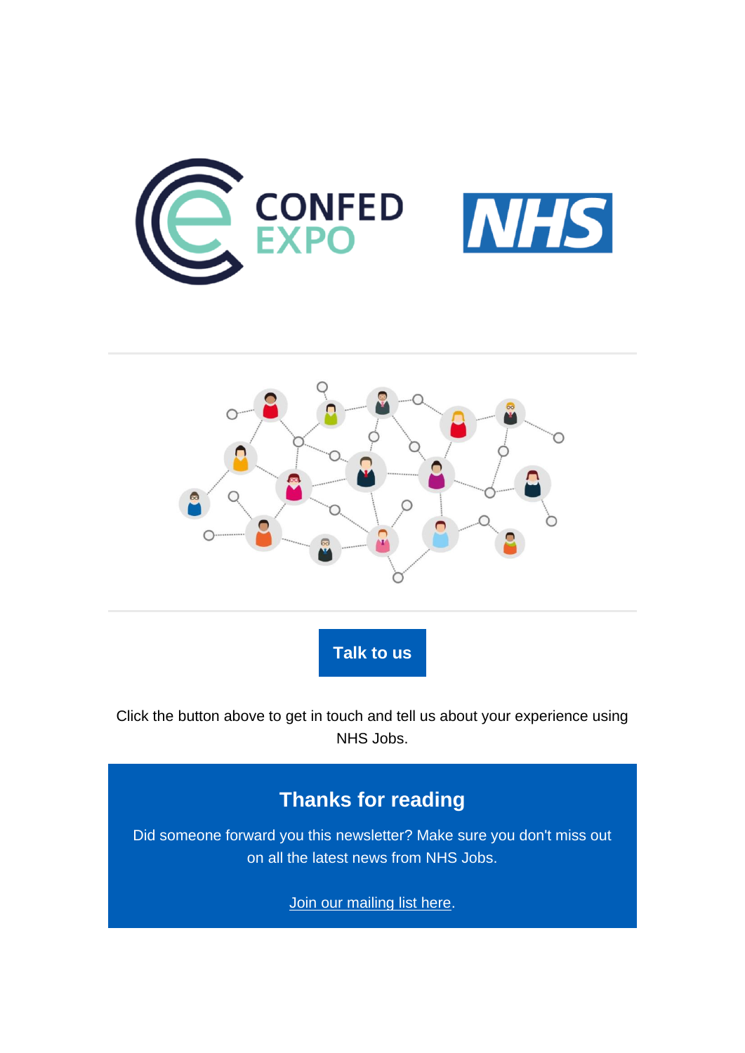CONFED EXPO

NHS

Talk to us

Click the button above to get in touch and tell us about your experience using NHS Jobs.

## Thanks for reading

Did someone forward you this newsletter? Make sure you don't miss out on all the latest news from NHS Jobs.

Join our mailing list here.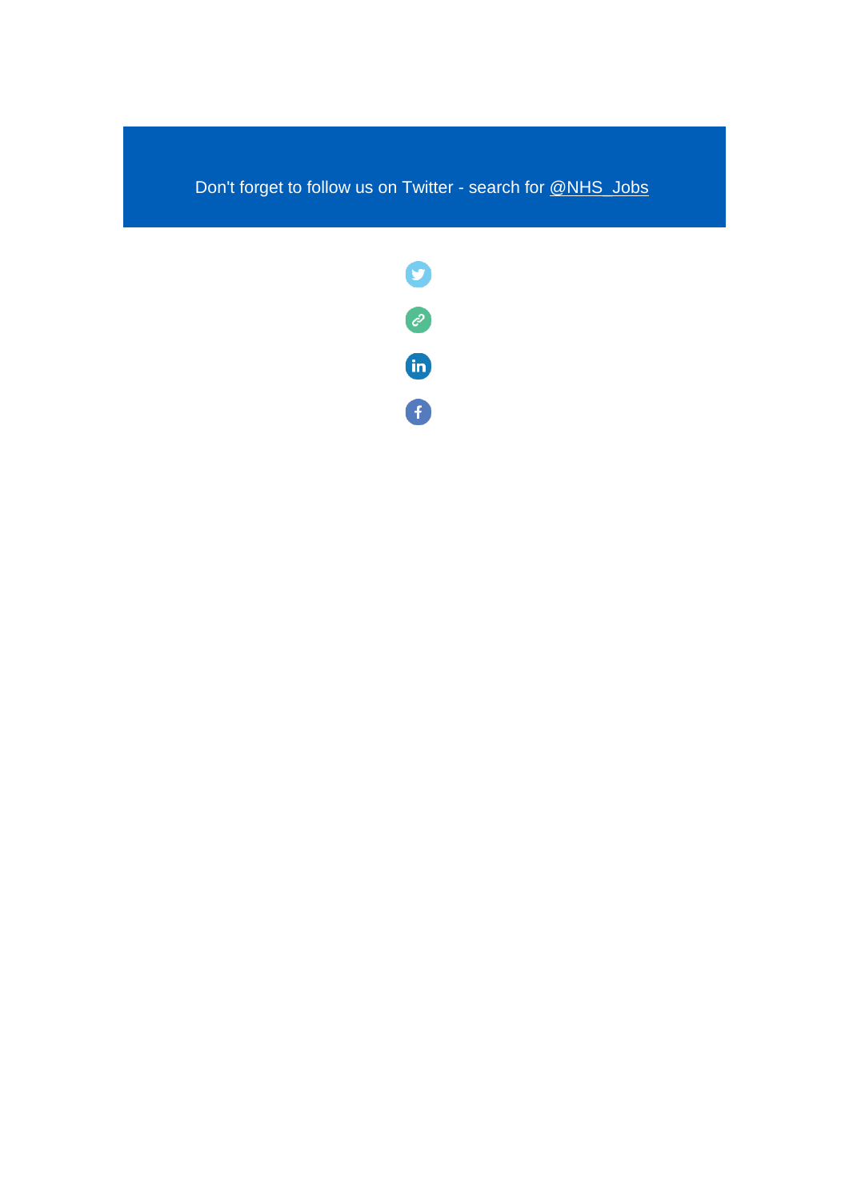Don't forget to follow us on Twitter - search for @NHS_Jobs